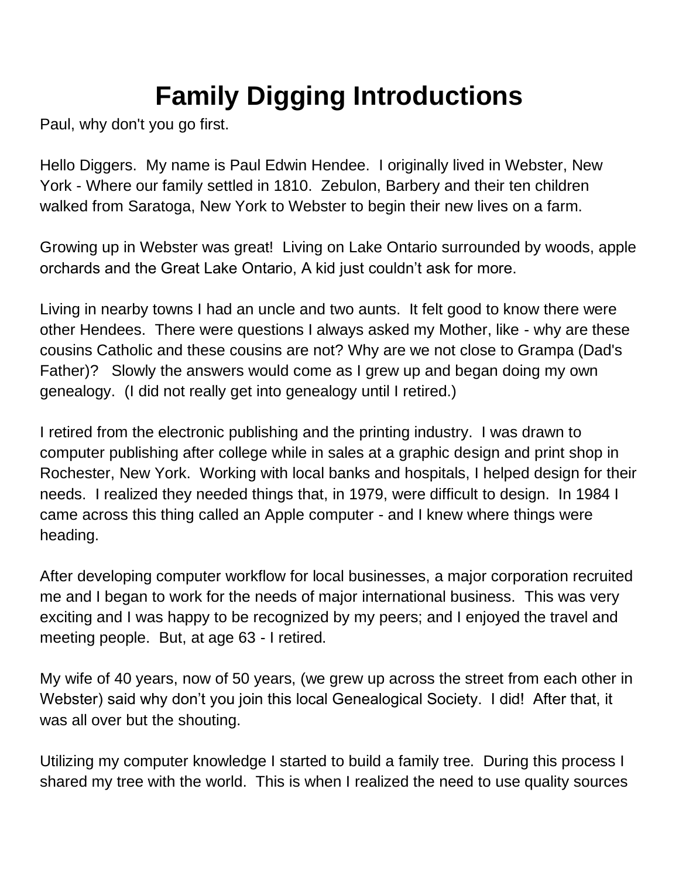# Family Digging Introductions

Paul, why don't you go first.

Hello Diggers. My name is Paul Edwin Hendee. I originally lived in Webster, New York - Where our family settled in 1810. Zebulon, Barbery and their ten children walked from Saratoga, New York to Webster to begin their new lives on a farm.

Growing up in Webster was great! Living on Lake Ontario surrounded by woods, apple orchards and the Great Lake Ontario, A kid just couldn't ask for more.

Living in nearby towns I had an uncle and two aunts. It felt good to know there were other Hendees. There were questions I always asked my Mother, like - why are these cousins Catholic and these cousins are not? Why are we not close to Grampa (Dad's Father)? Slowly the answers would come as I grew up and began doing my own genealogy. (I did not really get into genealogy until I retired.)

I retired from the electronic publishing and the printing industry. I was drawn to computer publishing after college while in sales at a graphic design and print shop in Rochester, New York. Working with local banks and hospitals, I helped design for their needs. I realized they needed things that, in 1979, were difficult to design. In 1984 I came across this thing called an Apple computer - and I knew where things were heading.

After developing computer workflow for local businesses, a major corporation recruited me and I began to work for the needs of major international business. This was very exciting and I was happy to be recognized by my peers; and I enjoyed the travel and meeting people. But, at age 63 - I retired.

My wife of 40 years, now of 50 years, (we grew up across the street from each other in Webster) said why don't you join this local Genealogical Society. I did! After that, it was all over but the shouting.

Utilizing my computer knowledge I started to build a family tree. During this process I shared my tree with the world. This is when I realized the need to use quality sources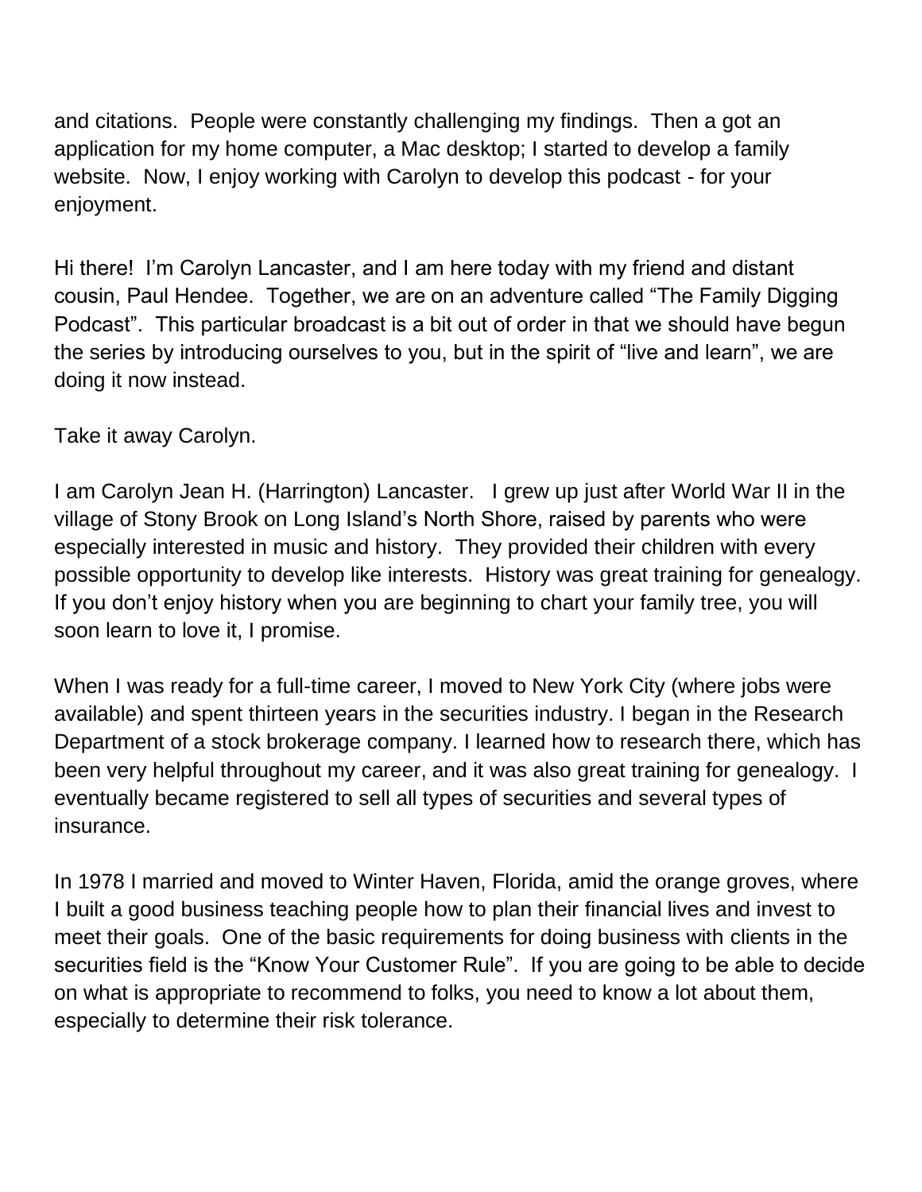and citations. People were constantly challenging my findings. Then a got an application for my home computer, a Mac desktop; I started to develop a family website. Now, I enjoy working with Carolyn to develop this podcast - for your enjoyment.

Hi there! I'm Carolyn Lancaster, and I am here today with my friend and distant cousin, Paul Hendee. Together, we are on an adventure called "The Family Digging Podcast". This particular broadcast is a bit out of order in that we should have begun the series by introducing ourselves to you, but in the spirit of "live and learn", we are doing it now instead.

Take it away Carolyn.

I am Carolyn Jean H. (Harrington) Lancaster. I grew up just after World War II in the village of Stony Brook on Long Island's North Shore, raised by parents who were especially interested in music and history. They provided their children with every possible opportunity to develop like interests. History was great training for genealogy. If you don't enjoy history when you are beginning to chart your family tree, you will soon learn to love it, I promise.

When I was ready for a full-time career, I moved to New York City (where jobs were available) and spent thirteen years in the securities industry. I began in the Research Department of a stock brokerage company. I learned how to research there, which has been very helpful throughout my career, and it was also great training for genealogy. I eventually became registered to sell all types of securities and several types of insurance.

In 1978 I married and moved to Winter Haven, Florida, amid the orange groves, where I built a good business teaching people how to plan their financial lives and invest to meet their goals. One of the basic requirements for doing business with clients in the securities field is the "Know Your Customer Rule". If you are going to be able to decide on what is appropriate to recommend to folks, you need to know a lot about them, especially to determine their risk tolerance.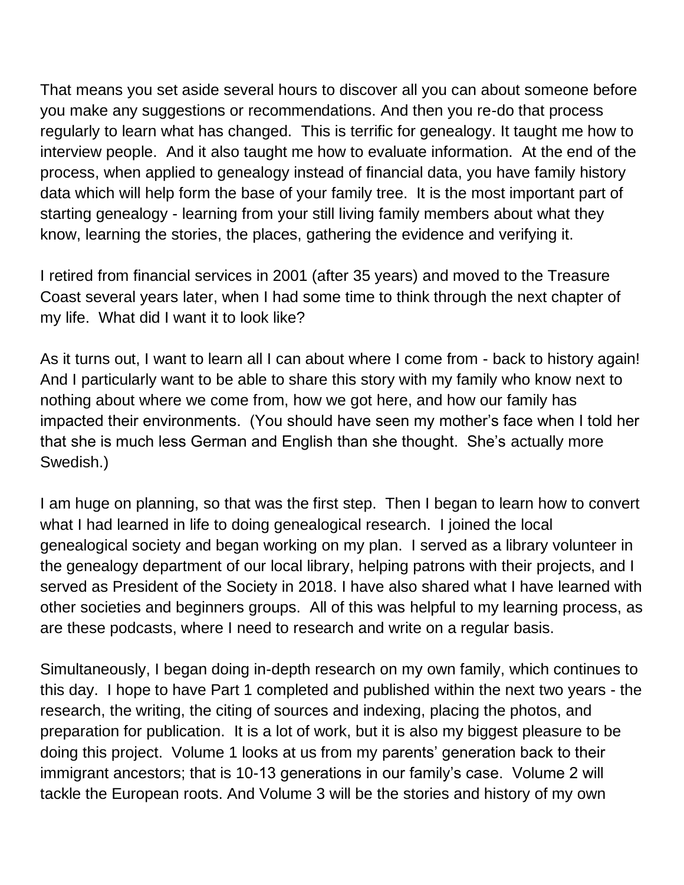That means you set aside several hours to discover all you can about someone before you make any suggestions or recommendations. And then you re-do that process regularly to learn what has changed. This is terrific for genealogy. It taught me how to interview people. And it also taught me how to evaluate information. At the end of the process, when applied to genealogy instead of financial data, you have family history data which will help form the base of your family tree. It is the most important part of starting genealogy - learning from your still living family members about what they know, learning the stories, the places, gathering the evidence and verifying it.

I retired from financial services in 2001 (after 35 years) and moved to the Treasure Coast several years later, when I had some time to think through the next chapter of my life. What did I want it to look like?

As it turns out, I want to learn all I can about where I come from - back to history again! And I particularly want to be able to share this story with my family who know next to nothing about where we come from, how we got here, and how our family has impacted their environments. (You should have seen my mother's face when I told her that she is much less German and English than she thought. She's actually more Swedish.)

I am huge on planning, so that was the first step. Then I began to learn how to convert what I had learned in life to doing genealogical research. I joined the local genealogical society and began working on my plan. I served as a library volunteer in the genealogy department of our local library, helping patrons with their projects, and I served as President of the Society in 2018. I have also shared what I have learned with other societies and beginners groups. All of this was helpful to my learning process, as are these podcasts, where I need to research and write on a regular basis.

Simultaneously, I began doing in-depth research on my own family, which continues to this day. I hope to have Part 1 completed and published within the next two years - the research, the writing, the citing of sources and indexing, placing the photos, and preparation for publication. It is a lot of work, but it is also my biggest pleasure to be doing this project. Volume 1 looks at us from my parents' generation back to their immigrant ancestors; that is 10-13 generations in our family's case. Volume 2 will tackle the European roots. And Volume 3 will be the stories and history of my own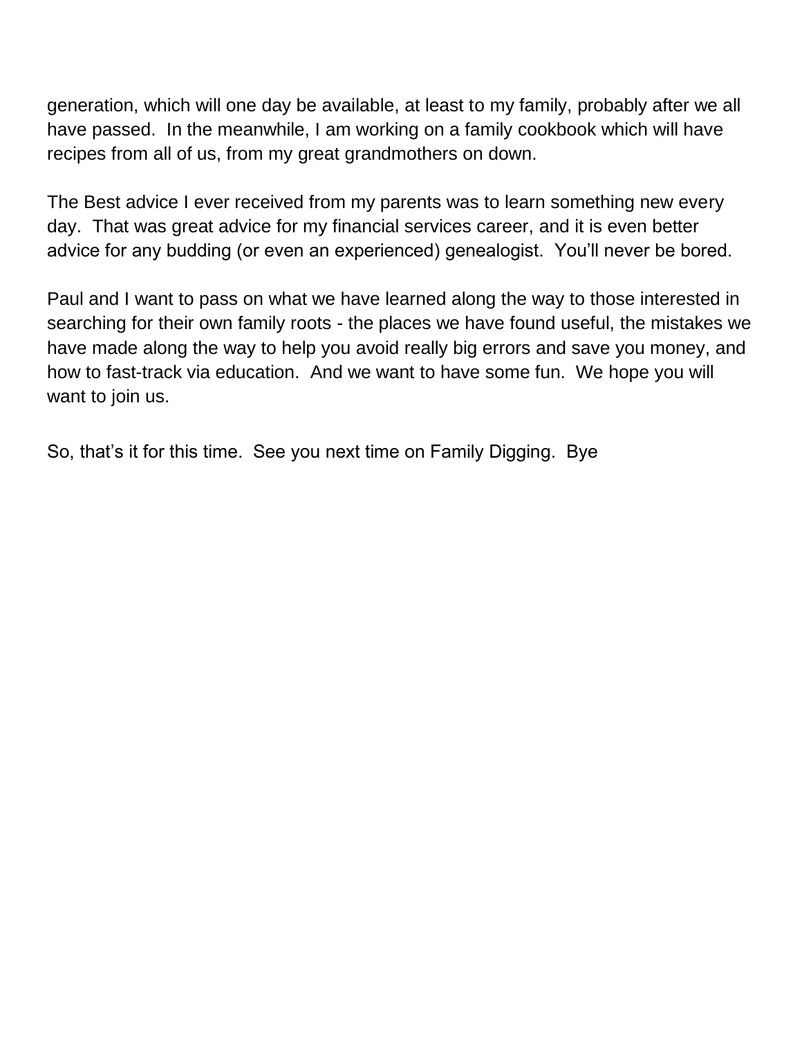generation, which will one day be available, at least to my family, probably after we all have passed. In the meanwhile, I am working on a family cookbook which will have recipes from all of us, from my great grandmothers on down.

The Best advice I ever received from my parents was to learn something new every day. That was great advice for my financial services career, and it is even better advice for any budding (or even an experienced) genealogist. You'll never be bored.

Paul and I want to pass on what we have learned along the way to those interested in searching for their own family roots - the places we have found useful, the mistakes we have made along the way to help you avoid really big errors and save you money, and how to fast-track via education. And we want to have some fun. We hope you will want to join us.

So, that's it for this time. See you next time on Family Digging. Bye